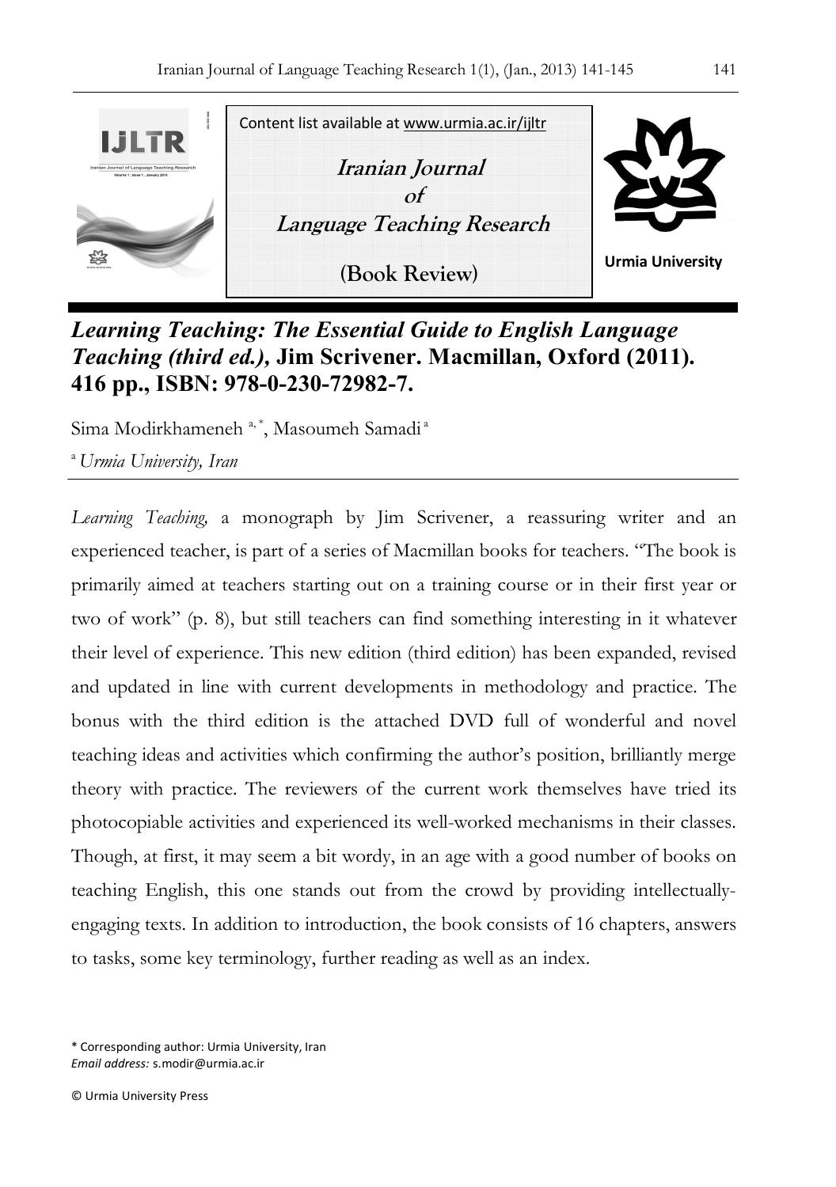Content list available at www.urmia.ac.ir/ijltr

**Iranian Journal of Language Teaching Research**

**(Book Review)**

**Urmia University**

# *Learning Teaching: The Essential Guide to English Language Teaching (third ed.),* Jim Scrivener. Macmillan, Oxford (2011). 416 pp., ISBN: 978-0-230-72982-7.

Sima Modirkhameneh [a,*], Masoumeh Samadi [a]

[a] *Urmia University, Iran*

*Learning Teaching,* a monograph by Jim Scrivener, a reassuring writer and an experienced teacher, is part of a series of Macmillan books for teachers. "The book is primarily aimed at teachers starting out on a training course or in their first year or two of work" (p. 8), but still teachers can find something interesting in it whatever their level of experience. This new edition (third edition) has been expanded, revised and updated in line with current developments in methodology and practice. The bonus with the third edition is the attached DVD full of wonderful and novel teaching ideas and activities which confirming the author's position, brilliantly merge theory with practice. The reviewers of the current work themselves have tried its photocopiable activities and experienced its well-worked mechanisms in their classes. Though, at first, it may seem a bit wordy, in an age with a good number of books on teaching English, this one stands out from the crowd by providing intellectually-engaging texts. In addition to introduction, the book consists of 16 chapters, answers to tasks, some key terminology, further reading as well as an index.

\* Corresponding author: Urmia University, Iran
*Email address:* s.modir@urmia.ac.ir

© Urmia University Press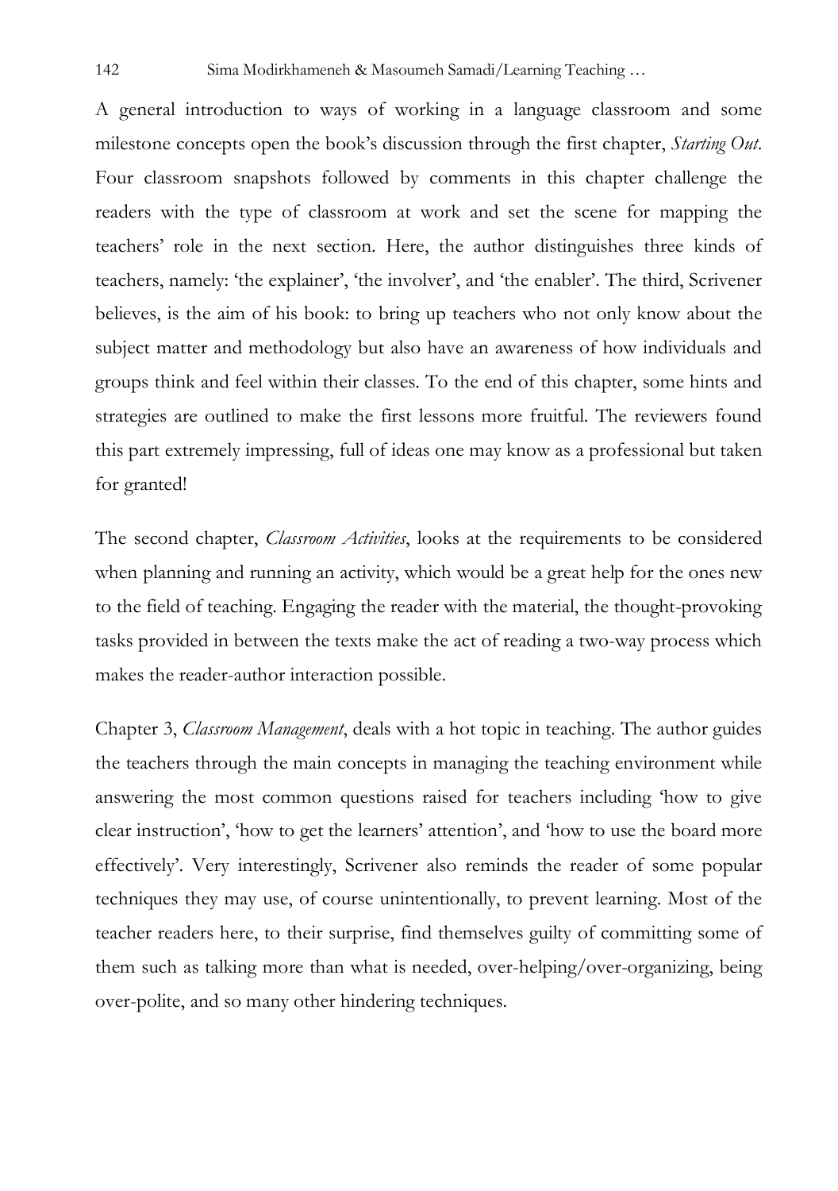A general introduction to ways of working in a language classroom and some milestone concepts open the book's discussion through the first chapter, *Starting Out*. Four classroom snapshots followed by comments in this chapter challenge the readers with the type of classroom at work and set the scene for mapping the teachers' role in the next section. Here, the author distinguishes three kinds of teachers, namely: 'the explainer', 'the involver', and 'the enabler'. The third, Scrivener believes, is the aim of his book: to bring up teachers who not only know about the subject matter and methodology but also have an awareness of how individuals and groups think and feel within their classes. To the end of this chapter, some hints and strategies are outlined to make the first lessons more fruitful. The reviewers found this part extremely impressing, full of ideas one may know as a professional but taken for granted!

The second chapter, *Classroom Activities*, looks at the requirements to be considered when planning and running an activity, which would be a great help for the ones new to the field of teaching. Engaging the reader with the material, the thought-provoking tasks provided in between the texts make the act of reading a two-way process which makes the reader-author interaction possible.

Chapter 3, *Classroom Management*, deals with a hot topic in teaching. The author guides the teachers through the main concepts in managing the teaching environment while answering the most common questions raised for teachers including 'how to give clear instruction', 'how to get the learners' attention', and 'how to use the board more effectively'. Very interestingly, Scrivener also reminds the reader of some popular techniques they may use, of course unintentionally, to prevent learning. Most of the teacher readers here, to their surprise, find themselves guilty of committing some of them such as talking more than what is needed, over-helping/over-organizing, being over-polite, and so many other hindering techniques.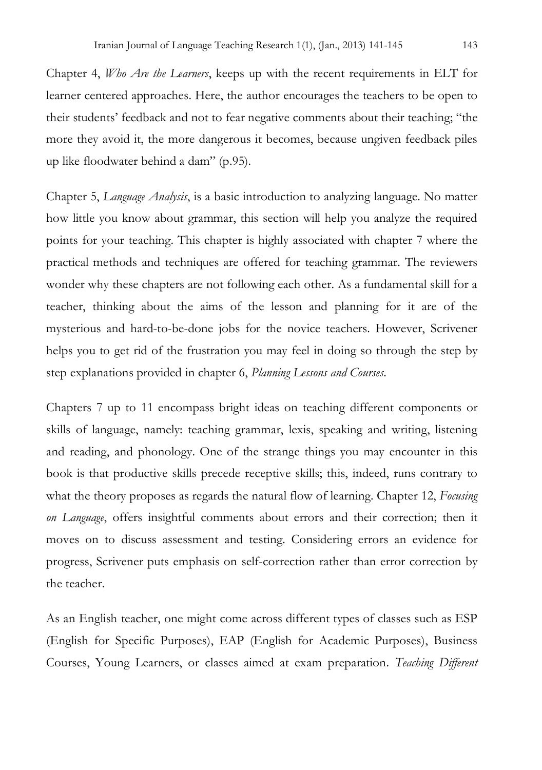Chapter 4, *Who Are the Learners*, keeps up with the recent requirements in ELT for learner centered approaches. Here, the author encourages the teachers to be open to their students' feedback and not to fear negative comments about their teaching; "the more they avoid it, the more dangerous it becomes, because ungiven feedback piles up like floodwater behind a dam" (p.95).

Chapter 5, *Language Analysis*, is a basic introduction to analyzing language. No matter how little you know about grammar, this section will help you analyze the required points for your teaching. This chapter is highly associated with chapter 7 where the practical methods and techniques are offered for teaching grammar. The reviewers wonder why these chapters are not following each other. As a fundamental skill for a teacher, thinking about the aims of the lesson and planning for it are of the mysterious and hard-to-be-done jobs for the novice teachers. However, Scrivener helps you to get rid of the frustration you may feel in doing so through the step by step explanations provided in chapter 6, *Planning Lessons and Courses*.

Chapters 7 up to 11 encompass bright ideas on teaching different components or skills of language, namely: teaching grammar, lexis, speaking and writing, listening and reading, and phonology. One of the strange things you may encounter in this book is that productive skills precede receptive skills; this, indeed, runs contrary to what the theory proposes as regards the natural flow of learning. Chapter 12, *Focusing on Language*, offers insightful comments about errors and their correction; then it moves on to discuss assessment and testing. Considering errors an evidence for progress, Scrivener puts emphasis on self-correction rather than error correction by the teacher.

As an English teacher, one might come across different types of classes such as ESP (English for Specific Purposes), EAP (English for Academic Purposes), Business Courses, Young Learners, or classes aimed at exam preparation. *Teaching Different*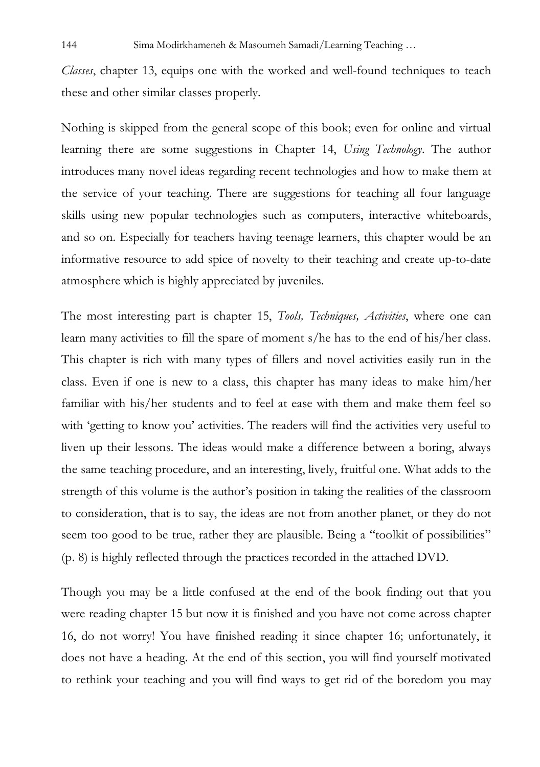*Classes*, chapter 13, equips one with the worked and well-found techniques to teach these and other similar classes properly.

Nothing is skipped from the general scope of this book; even for online and virtual learning there are some suggestions in Chapter 14, *Using Technology*. The author introduces many novel ideas regarding recent technologies and how to make them at the service of your teaching. There are suggestions for teaching all four language skills using new popular technologies such as computers, interactive whiteboards, and so on. Especially for teachers having teenage learners, this chapter would be an informative resource to add spice of novelty to their teaching and create up-to-date atmosphere which is highly appreciated by juveniles.

The most interesting part is chapter 15, *Tools, Techniques, Activities*, where one can learn many activities to fill the spare of moment s/he has to the end of his/her class. This chapter is rich with many types of fillers and novel activities easily run in the class. Even if one is new to a class, this chapter has many ideas to make him/her familiar with his/her students and to feel at ease with them and make them feel so with 'getting to know you' activities. The readers will find the activities very useful to liven up their lessons. The ideas would make a difference between a boring, always the same teaching procedure, and an interesting, lively, fruitful one. What adds to the strength of this volume is the author's position in taking the realities of the classroom to consideration, that is to say, the ideas are not from another planet, or they do not seem too good to be true, rather they are plausible. Being a "toolkit of possibilities" (p. 8) is highly reflected through the practices recorded in the attached DVD.

Though you may be a little confused at the end of the book finding out that you were reading chapter 15 but now it is finished and you have not come across chapter 16, do not worry! You have finished reading it since chapter 16; unfortunately, it does not have a heading. At the end of this section, you will find yourself motivated to rethink your teaching and you will find ways to get rid of the boredom you may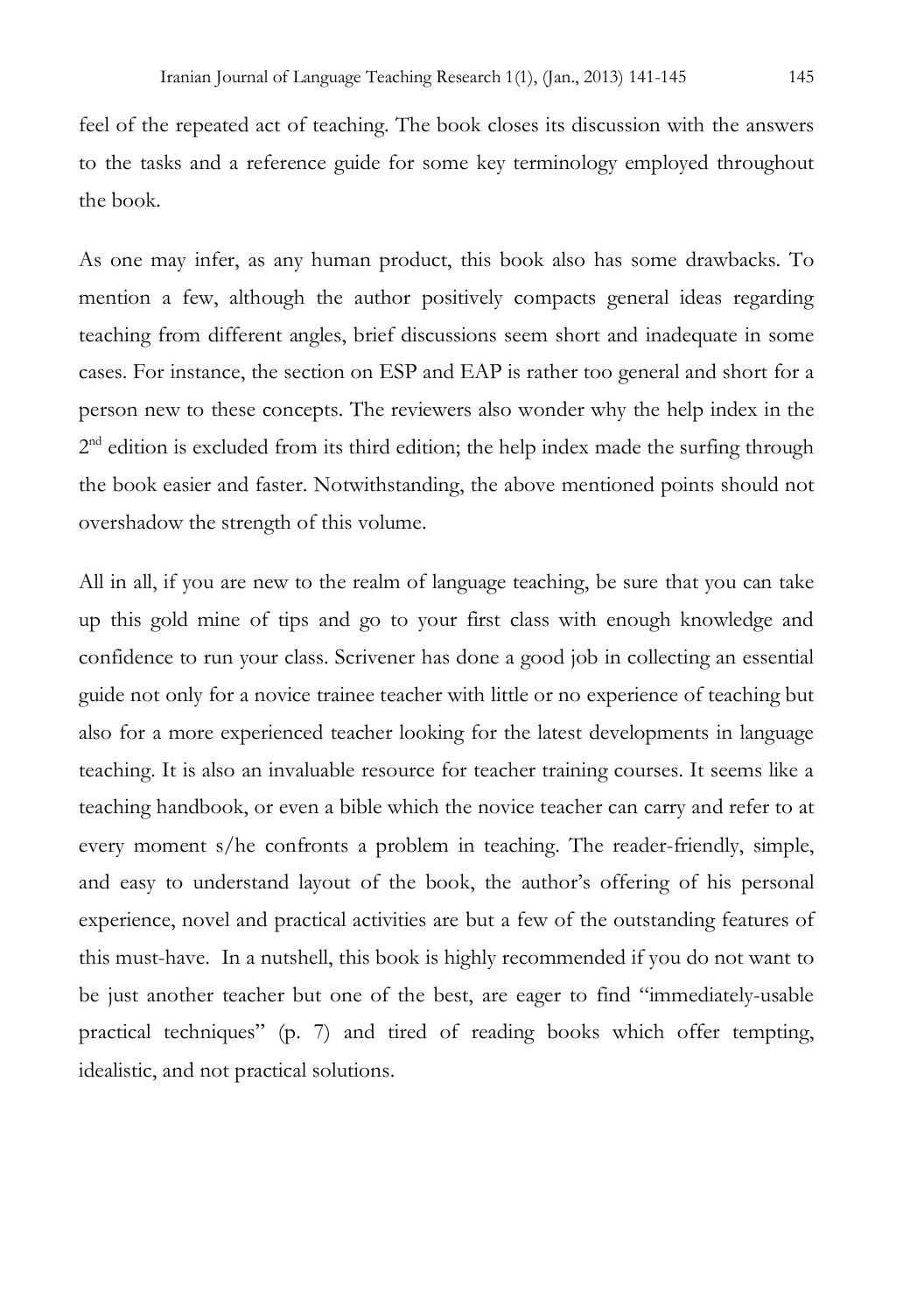feel of the repeated act of teaching. The book closes its discussion with the answers to the tasks and a reference guide for some key terminology employed throughout the book.

As one may infer, as any human product, this book also has some drawbacks. To mention a few, although the author positively compacts general ideas regarding teaching from different angles, brief discussions seem short and inadequate in some cases. For instance, the section on ESP and EAP is rather too general and short for a person new to these concepts. The reviewers also wonder why the help index in the 2nd edition is excluded from its third edition; the help index made the surfing through the book easier and faster. Notwithstanding, the above mentioned points should not overshadow the strength of this volume.

All in all, if you are new to the realm of language teaching, be sure that you can take up this gold mine of tips and go to your first class with enough knowledge and confidence to run your class. Scrivener has done a good job in collecting an essential guide not only for a novice trainee teacher with little or no experience of teaching but also for a more experienced teacher looking for the latest developments in language teaching. It is also an invaluable resource for teacher training courses. It seems like a teaching handbook, or even a bible which the novice teacher can carry and refer to at every moment s/he confronts a problem in teaching. The reader-friendly, simple, and easy to understand layout of the book, the author's offering of his personal experience, novel and practical activities are but a few of the outstanding features of this must-have. In a nutshell, this book is highly recommended if you do not want to be just another teacher but one of the best, are eager to find "immediately-usable practical techniques" (p. 7) and tired of reading books which offer tempting, idealistic, and not practical solutions.